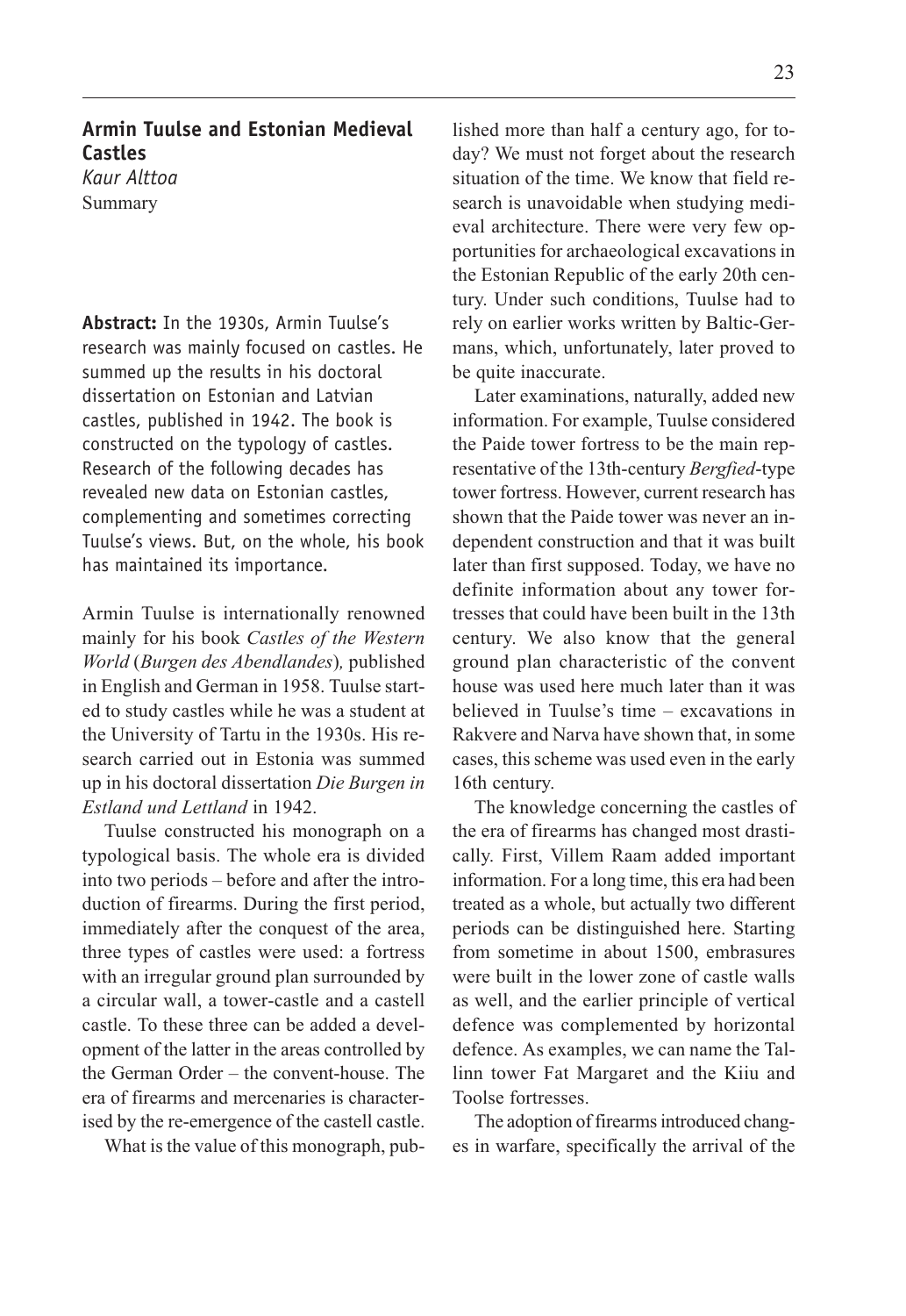## Armin Tuulse and Estonian Medieval Castles

*Kaur Alttoa*

Summary

**Abstract:** In the 1930s, Armin Tuulse's research was mainly focused on castles. He summed up the results in his doctoral dissertation on Estonian and Latvian castles, published in 1942. The book is constructed on the typology of castles. Research of the following decades has revealed new data on Estonian castles, complementing and sometimes correcting Tuulse's views. But, on the whole, his book has maintained its importance.

Armin Tuulse is internationally renowned mainly for his book *Castles of the Western World* (*Burgen des Abendlandes*), published in English and German in 1958. Tuulse started to study castles while he was a student at the University of Tartu in the 1930s. His research carried out in Estonia was summed up in his doctoral dissertation *Die Burgen in Estland und Lettland* in 1942.

Tuulse constructed his monograph on a typological basis. The whole era is divided into two periods – before and after the introduction of firearms. During the first period, immediately after the conquest of the area, three types of castles were used: a fortress with an irregular ground plan surrounded by a circular wall, a tower-castle and a castell castle. To these three can be added a development of the latter in the areas controlled by the German Order – the convent-house. The era of firearms and mercenaries is characterised by the re-emergence of the castell castle.

What is the value of this monograph, published more than half a century ago, for today? We must not forget about the research situation of the time. We know that field research is unavoidable when studying medieval architecture. There were very few opportunities for archaeological excavations in the Estonian Republic of the early 20th century. Under such conditions, Tuulse had to rely on earlier works written by Baltic-Germans, which, unfortunately, later proved to be quite inaccurate.

Later examinations, naturally, added new information. For example, Tuulse considered the Paide tower fortress to be the main representative of the 13th-century *Bergfied*-type tower fortress. However, current research has shown that the Paide tower was never an independent construction and that it was built later than first supposed. Today, we have no definite information about any tower fortresses that could have been built in the 13th century. We also know that the general ground plan characteristic of the convent house was used here much later than it was believed in Tuulse's time – excavations in Rakvere and Narva have shown that, in some cases, this scheme was used even in the early 16th century.

The knowledge concerning the castles of the era of firearms has changed most drastically. First, Villem Raam added important information. For a long time, this era had been treated as a whole, but actually two different periods can be distinguished here. Starting from sometime in about 1500, embrasures were built in the lower zone of castle walls as well, and the earlier principle of vertical defence was complemented by horizontal defence. As examples, we can name the Tallinn tower Fat Margaret and the Kiiu and Toolse fortresses.

The adoption of firearms introduced changes in warfare, specifically the arrival of the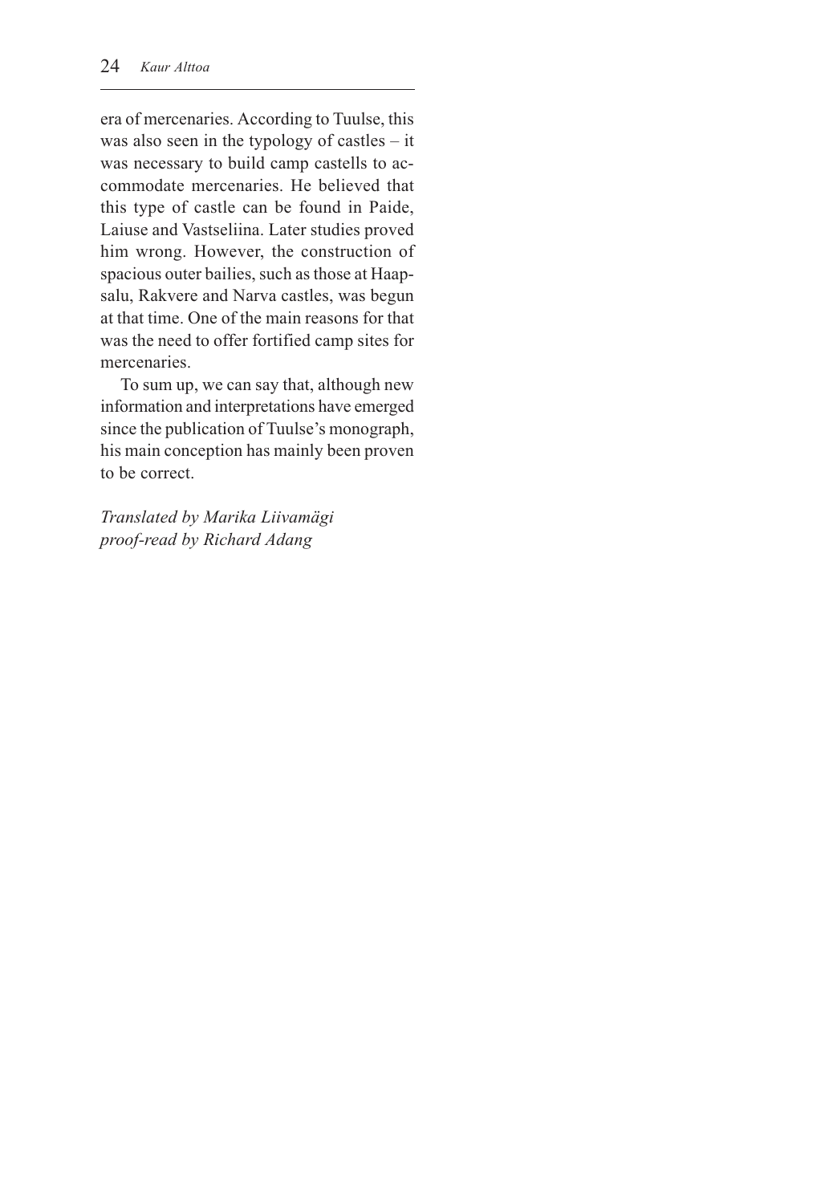era of mercenaries. According to Tuulse, this was also seen in the typology of castles – it was necessary to build camp castells to accommodate mercenaries. He believed that this type of castle can be found in Paide, Laiuse and Vastseliina. Later studies proved him wrong. However, the construction of spacious outer baileys, such as those at Haapsalu, Rakvere and Narva castles, was begun at that time. One of the main reasons for that was the need to offer fortified camp sites for mercenaries.

To sum up, we can say that, although new information and interpretations have emerged since the publication of Tuulse's monograph, his main conception has mainly been proven to be correct.

*Translated by Marika Liivamägi*
*proof-read by Richard Adang*